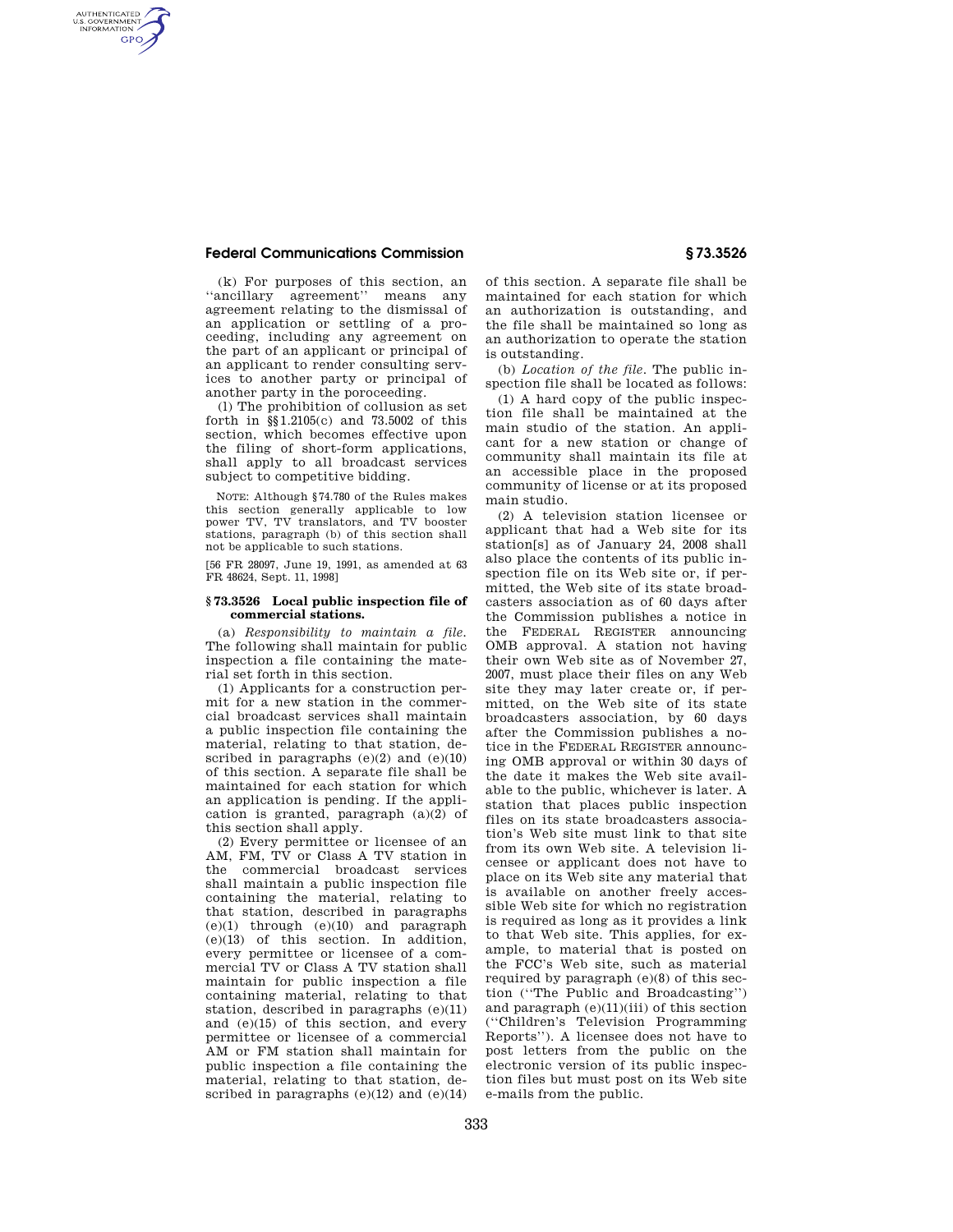(k) For purposes of this section, an ''ancillary agreement'' means any agreement relating to the dismissal of an application or settling of a proceeding, including any agreement on the part of an applicant or principal of an applicant to render consulting services to another party or principal of another party in the poroceeding.

(l) The prohibition of collusion as set forth in §§1.2105(c) and 73.5002 of this section, which becomes effective upon the filing of short-form applications, shall apply to all broadcast services subject to competitive bidding.

NOTE: Although §74.780 of the Rules makes this section generally applicable to low power TV, TV translators, and TV booster stations, paragraph (b) of this section shall not be applicable to such stations.

[56 FR 28097, June 19, 1991, as amended at 63 FR 48624, Sept. 11, 1998]

### §73.3526 Local public inspection file of commercial stations.

(a) *Responsibility to maintain a file.* The following shall maintain for public inspection a file containing the material set forth in this section.

(1) Applicants for a construction permit for a new station in the commercial broadcast services shall maintain a public inspection file containing the material, relating to that station, described in paragraphs (e)(2) and (e)(10) of this section. A separate file shall be maintained for each station for which an application is pending. If the application is granted, paragraph (a)(2) of this section shall apply.

(2) Every permittee or licensee of an AM, FM, TV or Class A TV station in the commercial broadcast services shall maintain a public inspection file containing the material, relating to that station, described in paragraphs (e)(1) through (e)(10) and paragraph (e)(13) of this section. In addition, every permittee or licensee of a commercial TV or Class A TV station shall maintain for public inspection a file containing material, relating to that station, described in paragraphs (e)(11) and (e)(15) of this section, and every permittee or licensee of a commercial AM or FM station shall maintain for public inspection a file containing the material, relating to that station, described in paragraphs (e)(12) and (e)(14) of this section. A separate file shall be maintained for each station for which an authorization is outstanding, and the file shall be maintained so long as an authorization to operate the station is outstanding.

(b) *Location of the file.* The public inspection file shall be located as follows:

(1) A hard copy of the public inspection file shall be maintained at the main studio of the station. An applicant for a new station or change of community shall maintain its file at an accessible place in the proposed community of license or at its proposed main studio.

(2) A television station licensee or applicant that had a Web site for its station[s] as of January 24, 2008 shall also place the contents of its public inspection file on its Web site or, if permitted, the Web site of its state broadcasters association as of 60 days after the Commission publishes a notice in the FEDERAL REGISTER announcing OMB approval. A station not having their own Web site as of November 27, 2007, must place their files on any Web site they may later create or, if permitted, on the Web site of its state broadcasters association, by 60 days after the Commission publishes a notice in the FEDERAL REGISTER announcing OMB approval or within 30 days of the date it makes the Web site available to the public, whichever is later. A station that places public inspection files on its state broadcasters association's Web site must link to that site from its own Web site. A television licensee or applicant does not have to place on its Web site any material that is available on another freely accessible Web site for which no registration is required as long as it provides a link to that Web site. This applies, for example, to material that is posted on the FCC's Web site, such as material required by paragraph (e)(8) of this section (''The Public and Broadcasting'') and paragraph (e)(11)(iii) of this section (''Children's Television Programming Reports''). A licensee does not have to post letters from the public on the electronic version of its public inspection files but must post on its Web site e-mails from the public.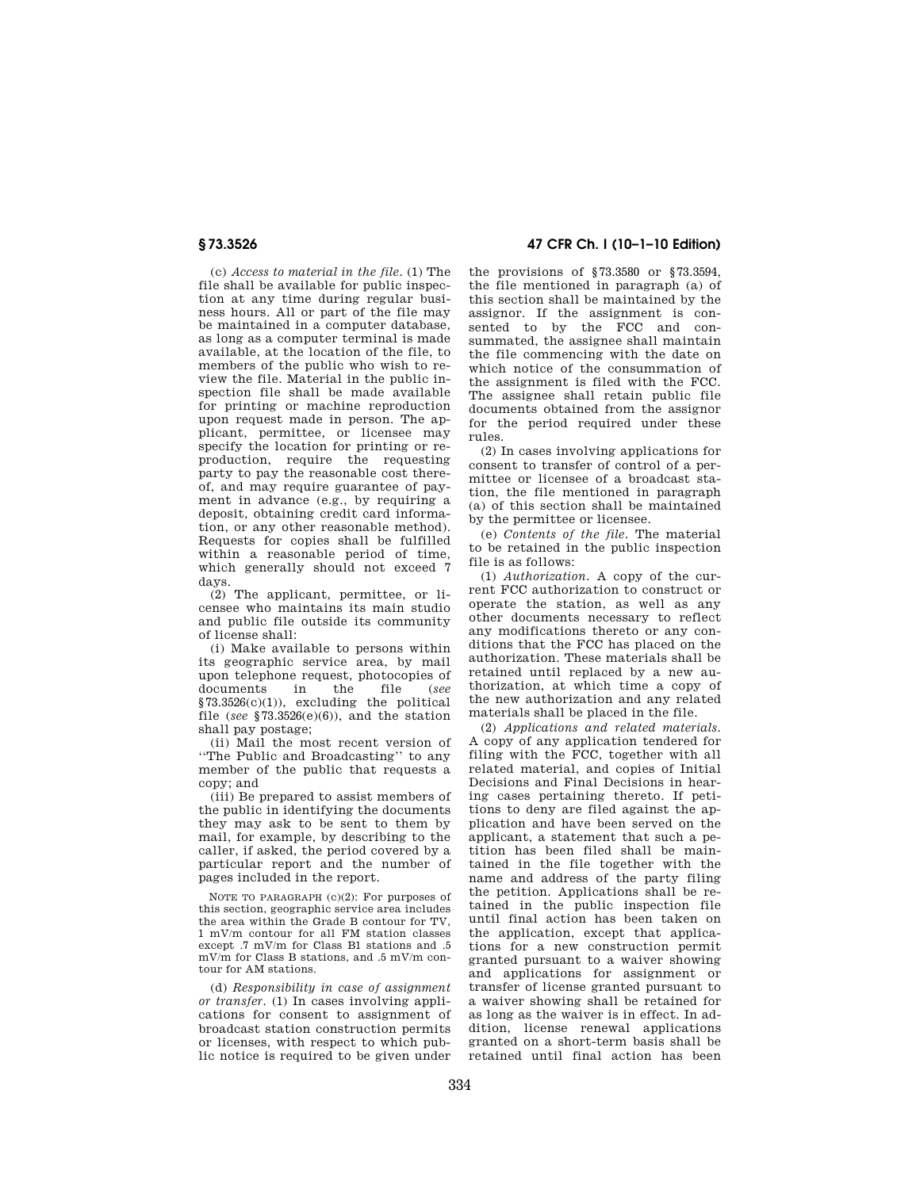(c) *Access to material in the file*. (1) The file shall be available for public inspection at any time during regular business hours. All or part of the file may be maintained in a computer database, as long as a computer terminal is made available, at the location of the file, to members of the public who wish to review the file. Material in the public inspection file shall be made available for printing or machine reproduction upon request made in person. The applicant, permittee, or licensee may specify the location for printing or reproduction, require the requesting party to pay the reasonable cost thereof, and may require guarantee of payment in advance (e.g., by requiring a deposit, obtaining credit card information, or any other reasonable method). Requests for copies shall be fulfilled within a reasonable period of time, which generally should not exceed 7 days.

(2) The applicant, permittee, or licensee who maintains its main studio and public file outside its community of license shall:

(i) Make available to persons within its geographic service area, by mail upon telephone request, photocopies of documents in the file (*see* §73.3526(c)(1)), excluding the political file (*see* §73.3526(e)(6)), and the station shall pay postage;

(ii) Mail the most recent version of "The Public and Broadcasting" to any member of the public that requests a copy; and

(iii) Be prepared to assist members of the public in identifying the documents they may ask to be sent to them by mail, for example, by describing to the caller, if asked, the period covered by a particular report and the number of pages included in the report.

NOTE TO PARAGRAPH (c)(2): For purposes of this section, geographic service area includes the area within the Grade B contour for TV, 1 mV/m contour for all FM station classes except .7 mV/m for Class B1 stations and .5 mV/m for Class B stations, and .5 mV/m contour for AM stations.

(d) *Responsibility in case of assignment or transfer*. (1) In cases involving applications for consent to assignment of broadcast station construction permits or licenses, with respect to which public notice is required to be given under the provisions of §73.3580 or §73.3594, the file mentioned in paragraph (a) of this section shall be maintained by the assignor. If the assignment is consented to by the FCC and consummated, the assignee shall maintain the file commencing with the date on which notice of the consummation of the assignment is filed with the FCC. The assignee shall retain public file documents obtained from the assignor for the period required under these rules.

(2) In cases involving applications for consent to transfer of control of a permittee or licensee of a broadcast station, the file mentioned in paragraph (a) of this section shall be maintained by the permittee or licensee.

(e) *Contents of the file*. The material to be retained in the public inspection file is as follows:

(1) *Authorization*. A copy of the current FCC authorization to construct or operate the station, as well as any other documents necessary to reflect any modifications thereto or any conditions that the FCC has placed on the authorization. These materials shall be retained until replaced by a new authorization, at which time a copy of the new authorization and any related materials shall be placed in the file.

(2) *Applications and related materials*. A copy of any application tendered for filing with the FCC, together with all related material, and copies of Initial Decisions and Final Decisions in hearing cases pertaining thereto. If petitions to deny are filed against the application and have been served on the applicant, a statement that such a petition has been filed shall be maintained in the file together with the name and address of the party filing the petition. Applications shall be retained in the public inspection file until final action has been taken on the application, except that applications for a new construction permit granted pursuant to a waiver showing and applications for assignment or transfer of license granted pursuant to a waiver showing shall be retained for as long as the waiver is in effect. In addition, license renewal applications granted on a short-term basis shall be retained until final action has been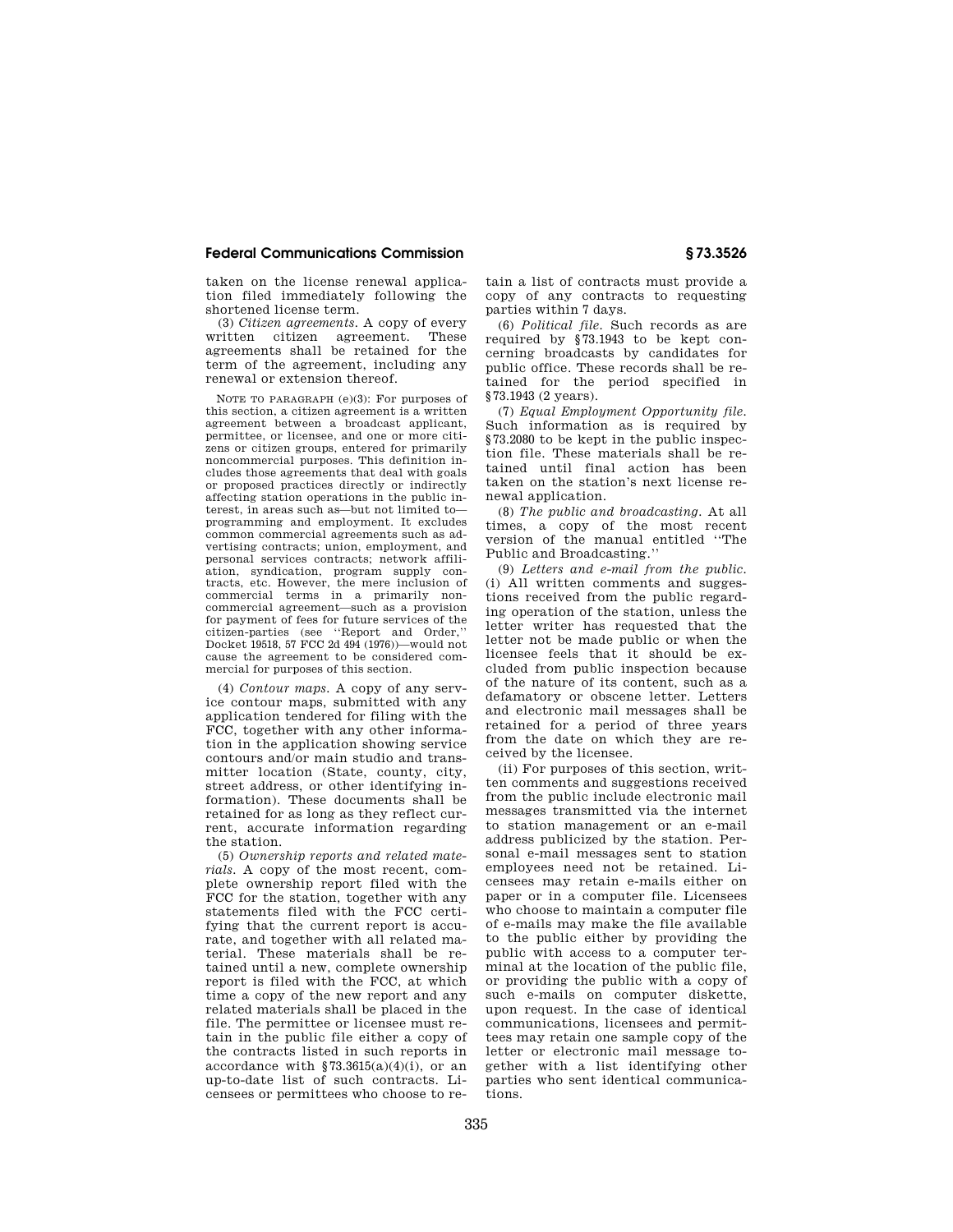taken on the license renewal application filed immediately following the shortened license term.

(3) *Citizen agreements.* A copy of every written citizen agreement. These agreements shall be retained for the term of the agreement, including any renewal or extension thereof.

NOTE TO PARAGRAPH (e)(3): For purposes of this section, a citizen agreement is a written agreement between a broadcast applicant, permittee, or licensee, and one or more citizens or citizen groups, entered for primarily noncommercial purposes. This definition includes those agreements that deal with goals or proposed practices directly or indirectly affecting station operations in the public interest, in areas such as—but not limited to—programming and employment. It excludes common commercial agreements such as advertising contracts; union, employment, and personal services contracts; network affiliation, syndication, program supply contracts, etc. However, the mere inclusion of commercial terms in a primarily noncommercial agreement—such as a provision for payment of fees for future services of the citizen-parties (see "Report and Order," Docket 19518, 57 FCC 2d 494 (1976))—would not cause the agreement to be considered commercial for purposes of this section.

(4) *Contour maps.* A copy of any service contour maps, submitted with any application tendered for filing with the FCC, together with any other information in the application showing service contours and/or main studio and transmitter location (State, county, city, street address, or other identifying information). These documents shall be retained for as long as they reflect current, accurate information regarding the station.

(5) *Ownership reports and related materials.* A copy of the most recent, complete ownership report filed with the FCC for the station, together with any statements filed with the FCC certifying that the current report is accurate, and together with all related material. These materials shall be retained until a new, complete ownership report is filed with the FCC, at which time a copy of the new report and any related materials shall be placed in the file. The permittee or licensee must retain in the public file either a copy of the contracts listed in such reports in accordance with §73.3615(a)(4)(i), or an up-to-date list of such contracts. Licensees or permittees who choose to retain a list of contracts must provide a copy of any contracts to requesting parties within 7 days.

(6) *Political file.* Such records as are required by §73.1943 to be kept concerning broadcasts by candidates for public office. These records shall be retained for the period specified in §73.1943 (2 years).

(7) *Equal Employment Opportunity file.* Such information as is required by §73.2080 to be kept in the public inspection file. These materials shall be retained until final action has been taken on the station's next license renewal application.

(8) *The public and broadcasting.* At all times, a copy of the most recent version of the manual entitled "The Public and Broadcasting."

(9) *Letters and e-mail from the public.* (i) All written comments and suggestions received from the public regarding operation of the station, unless the letter writer has requested that the letter not be made public or when the licensee feels that it should be excluded from public inspection because of the nature of its content, such as a defamatory or obscene letter. Letters and electronic mail messages shall be retained for a period of three years from the date on which they are received by the licensee.

(ii) For purposes of this section, written comments and suggestions received from the public include electronic mail messages transmitted via the internet to station management or an e-mail address publicized by the station. Personal e-mail messages sent to station employees need not be retained. Licensees may retain e-mails either on paper or in a computer file. Licensees who choose to maintain a computer file of e-mails may make the file available to the public either by providing the public with access to a computer terminal at the location of the public file, or providing the public with a copy of such e-mails on computer diskette, upon request. In the case of identical communications, licensees and permittees may retain one sample copy of the letter or electronic mail message together with a list identifying other parties who sent identical communications.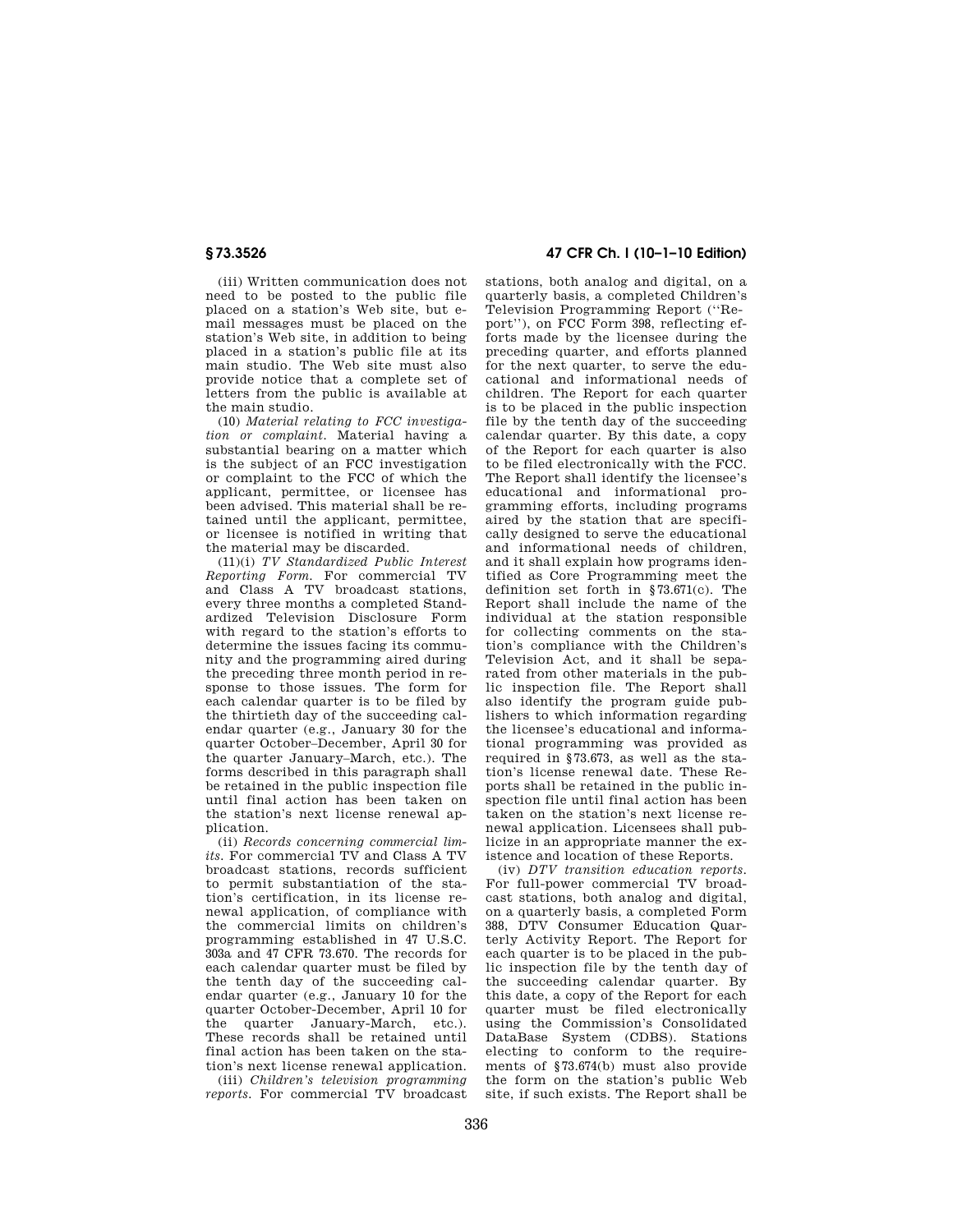(iii) Written communication does not need to be posted to the public file placed on a station's Web site, but e-mail messages must be placed on the station's Web site, in addition to being placed in a station's public file at its main studio. The Web site must also provide notice that a complete set of letters from the public is available at the main studio.

(10) *Material relating to FCC investigation or complaint.* Material having a substantial bearing on a matter which is the subject of an FCC investigation or complaint to the FCC of which the applicant, permittee, or licensee has been advised. This material shall be retained until the applicant, permittee, or licensee is notified in writing that the material may be discarded.

(11)(i) *TV Standardized Public Interest Reporting Form.* For commercial TV and Class A TV broadcast stations, every three months a completed Standardized Television Disclosure Form with regard to the station's efforts to determine the issues facing its community and the programming aired during the preceding three month period in response to those issues. The form for each calendar quarter is to be filed by the thirtieth day of the succeeding calendar quarter (e.g., January 30 for the quarter October–December, April 30 for the quarter January–March, etc.). The forms described in this paragraph shall be retained in the public inspection file until final action has been taken on the station's next license renewal application.

(ii) *Records concerning commercial limits.* For commercial TV and Class A TV broadcast stations, records sufficient to permit substantiation of the station's certification, in its license renewal application, of compliance with the commercial limits on children's programming established in 47 U.S.C. 303a and 47 CFR 73.670. The records for each calendar quarter must be filed by the tenth day of the succeeding calendar quarter (e.g., January 10 for the quarter October-December, April 10 for the quarter January-March, etc.). These records shall be retained until final action has been taken on the station's next license renewal application.

(iii) *Children's television programming reports.* For commercial TV broadcast stations, both analog and digital, on a quarterly basis, a completed Children's Television Programming Report (''Report''), on FCC Form 398, reflecting efforts made by the licensee during the preceding quarter, and efforts planned for the next quarter, to serve the educational and informational needs of children. The Report for each quarter is to be placed in the public inspection file by the tenth day of the succeeding calendar quarter. By this date, a copy of the Report for each quarter is also to be filed electronically with the FCC. The Report shall identify the licensee's educational and informational programming efforts, including programs aired by the station that are specifically designed to serve the educational and informational needs of children, and it shall explain how programs identified as Core Programming meet the definition set forth in §73.671(c). The Report shall include the name of the individual at the station responsible for collecting comments on the station's compliance with the Children's Television Act, and it shall be separated from other materials in the public inspection file. The Report shall also identify the program guide publishers to which information regarding the licensee's educational and informational programming was provided as required in §73.673, as well as the station's license renewal date. These Reports shall be retained in the public inspection file until final action has been taken on the station's next license renewal application. Licensees shall publicize in an appropriate manner the existence and location of these Reports.

(iv) *DTV transition education reports.* For full-power commercial TV broadcast stations, both analog and digital, on a quarterly basis, a completed Form 388, DTV Consumer Education Quarterly Activity Report. The Report for each quarter is to be placed in the public inspection file by the tenth day of the succeeding calendar quarter. By this date, a copy of the Report for each quarter must be filed electronically using the Commission's Consolidated DataBase System (CDBS). Stations electing to conform to the requirements of §73.674(b) must also provide the form on the station's public Web site, if such exists. The Report shall be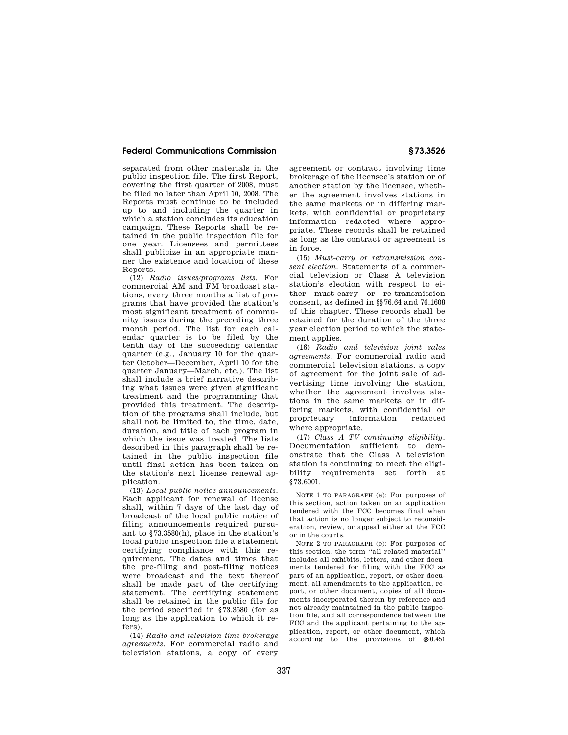separated from other materials in the public inspection file. The first Report, covering the first quarter of 2008, must be filed no later than April 10, 2008. The Reports must continue to be included up to and including the quarter in which a station concludes its education campaign. These Reports shall be retained in the public inspection file for one year. Licensees and permittees shall publicize in an appropriate manner the existence and location of these Reports.

(12) *Radio issues/programs lists.* For commercial AM and FM broadcast stations, every three months a list of programs that have provided the station's most significant treatment of community issues during the preceding three month period. The list for each calendar quarter is to be filed by the tenth day of the succeeding calendar quarter (e.g., January 10 for the quarter October—December, April 10 for the quarter January—March, etc.). The list shall include a brief narrative describing what issues were given significant treatment and the programming that provided this treatment. The description of the programs shall include, but shall not be limited to, the time, date, duration, and title of each program in which the issue was treated. The lists described in this paragraph shall be retained in the public inspection file until final action has been taken on the station's next license renewal application.

(13) *Local public notice announcements.* Each applicant for renewal of license shall, within 7 days of the last day of broadcast of the local public notice of filing announcements required pursuant to §73.3580(h), place in the station's local public inspection file a statement certifying compliance with this requirement. The dates and times that the pre-filing and post-filing notices were broadcast and the text thereof shall be made part of the certifying statement. The certifying statement shall be retained in the public file for the period specified in §73.3580 (for as long as the application to which it refers).

(14) *Radio and television time brokerage agreements.* For commercial radio and television stations, a copy of every agreement or contract involving time brokerage of the licensee's station or of another station by the licensee, whether the agreement involves stations in the same markets or in differing markets, with confidential or proprietary information redacted where appropriate. These records shall be retained as long as the contract or agreement is in force.

(15) *Must-carry or retransmission consent election.* Statements of a commercial television or Class A television station's election with respect to either must-carry or re-transmission consent, as defined in §§76.64 and 76.1608 of this chapter. These records shall be retained for the duration of the three year election period to which the statement applies.

(16) *Radio and television joint sales agreements.* For commercial radio and commercial television stations, a copy of agreement for the joint sale of advertising time involving the station, whether the agreement involves stations in the same markets or in differing markets, with confidential or proprietary information redacted where appropriate.

(17) *Class A TV continuing eligibility.* Documentation sufficient to demonstrate that the Class A television station is continuing to meet the eligibility requirements set forth at §73.6001.

NOTE 1 TO PARAGRAPH (e): For purposes of this section, action taken on an application tendered with the FCC becomes final when that action is no longer subject to reconsideration, review, or appeal either at the FCC or in the courts.

NOTE 2 TO PARAGRAPH (e): For purposes of this section, the term "all related material" includes all exhibits, letters, and other documents tendered for filing with the FCC as part of an application, report, or other document, all amendments to the application, report, or other document, copies of all documents incorporated therein by reference and not already maintained in the public inspection file, and all correspondence between the FCC and the applicant pertaining to the application, report, or other document, which according to the provisions of §§0.451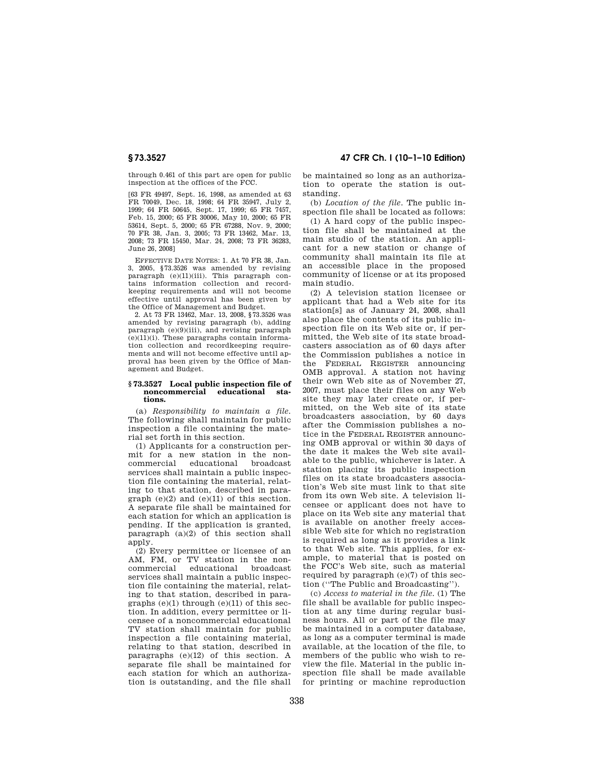through 0.461 of this part are open for public inspection at the offices of the FCC.

[63 FR 49497, Sept. 16, 1998, as amended at 63 FR 70049, Dec. 18, 1998; 64 FR 35947, July 2, 1999; 64 FR 50645, Sept. 17, 1999; 65 FR 7457, Feb. 15, 2000; 65 FR 30006, May 10, 2000; 65 FR 53614, Sept. 5, 2000; 65 FR 67288, Nov. 9, 2000; 70 FR 38, Jan. 3, 2005; 73 FR 13462, Mar. 13, 2008; 73 FR 15450, Mar. 24, 2008; 73 FR 36283, June 26, 2008]

EFFECTIVE DATE NOTES: 1. At 70 FR 38, Jan. 3, 2005, §73.3526 was amended by revising paragraph (e)(11)(iii). This paragraph contains information collection and recordkeeping requirements and will not become effective until approval has been given by the Office of Management and Budget.

2. At 73 FR 13462, Mar. 13, 2008, §73.3526 was amended by revising paragraph (b), adding paragraph (e)(9)(iii), and revising paragraph (e)(11)(i). These paragraphs contain information collection and recordkeeping requirements and will not become effective until approval has been given by the Office of Management and Budget.

### §73.3527 Local public inspection file of noncommercial educational stations.

(a) *Responsibility to maintain a file.* The following shall maintain for public inspection a file containing the material set forth in this section.

(1) Applicants for a construction permit for a new station in the noncommercial educational broadcast services shall maintain a public inspection file containing the material, relating to that station, described in paragraph (e)(2) and (e)(11) of this section. A separate file shall be maintained for each station for which an application is pending. If the application is granted, paragraph (a)(2) of this section shall apply.

(2) Every permittee or licensee of an AM, FM, or TV station in the noncommercial educational broadcast services shall maintain a public inspection file containing the material, relating to that station, described in paragraphs (e)(1) through (e)(11) of this section. In addition, every permittee or licensee of a noncommercial educational TV station shall maintain for public inspection a file containing material, relating to that station, described in paragraphs (e)(12) of this section. A separate file shall be maintained for each station for which an authorization is outstanding, and the file shall be maintained so long as an authorization to operate the station is outstanding.

(b) *Location of the file.* The public inspection file shall be located as follows:

(1) A hard copy of the public inspection file shall be maintained at the main studio of the station. An applicant for a new station or change of community shall maintain its file at an accessible place in the proposed community of license or at its proposed main studio.

(2) A television station licensee or applicant that had a Web site for its station[s] as of January 24, 2008, shall also place the contents of its public inspection file on its Web site or, if permitted, the Web site of its state broadcasters association as of 60 days after the Commission publishes a notice in the FEDERAL REGISTER announcing OMB approval. A station not having their own Web site as of November 27, 2007, must place their files on any Web site they may later create or, if permitted, on the Web site of its state broadcasters association, by 60 days after the Commission publishes a notice in the FEDERAL REGISTER announcing OMB approval or within 30 days of the date it makes the Web site available to the public, whichever is later. A station placing its public inspection files on its state broadcasters association's Web site must link to that site from its own Web site. A television licensee or applicant does not have to place on its Web site any material that is available on another freely accessible Web site for which no registration is required as long as it provides a link to that Web site. This applies, for example, to material that is posted on the FCC's Web site, such as material required by paragraph (e)(7) of this section ("The Public and Broadcasting").

(c) *Access to material in the file.* (1) The file shall be available for public inspection at any time during regular business hours. All or part of the file may be maintained in a computer database, as long as a computer terminal is made available, at the location of the file, to members of the public who wish to review the file. Material in the public inspection file shall be made available for printing or machine reproduction